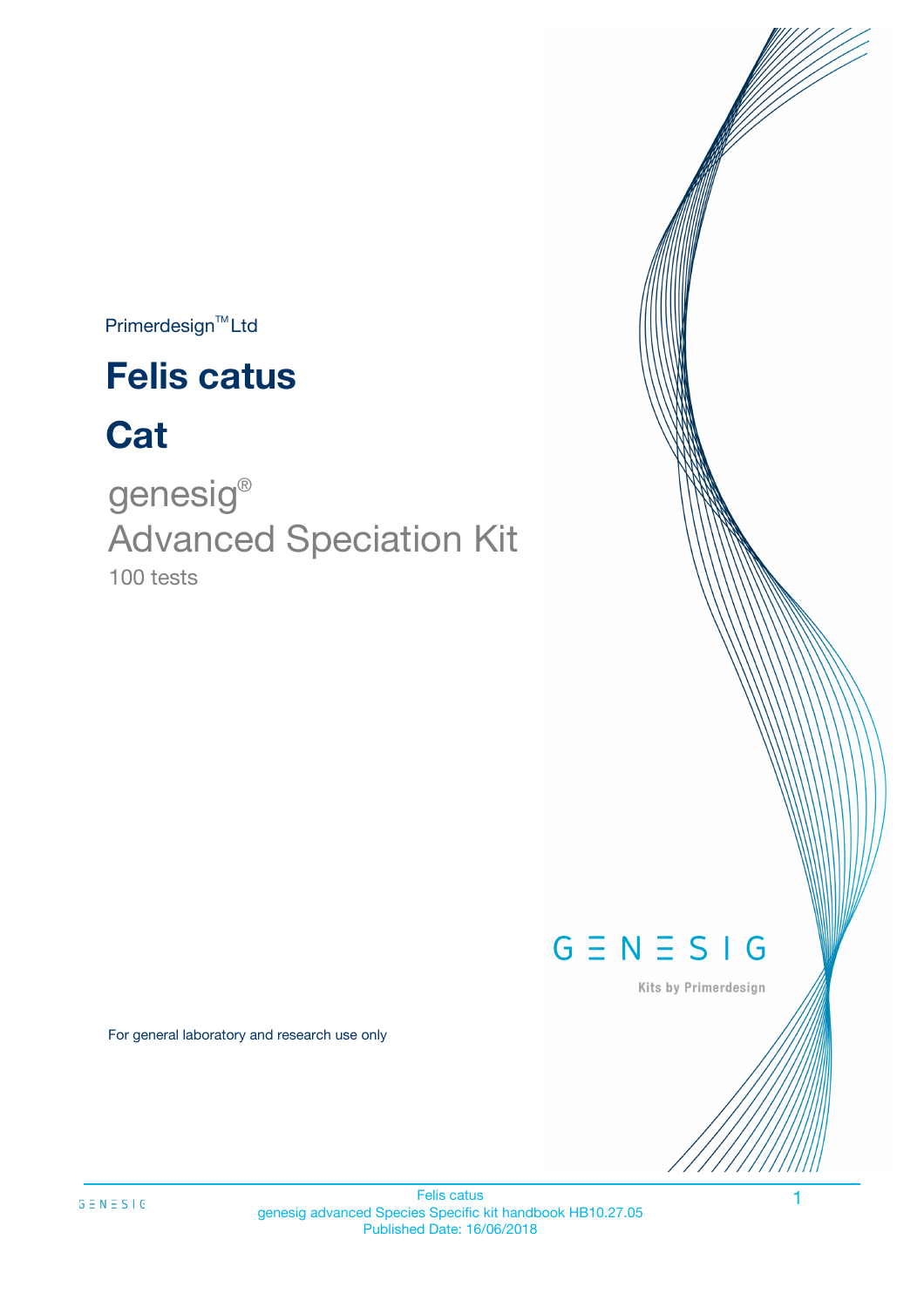Primerdesign™ Ltd

# Felis catus

# Cat

genesig®
Advanced Speciation Kit
100 tests

GENESIG
Kits by Primerdesign

For general laboratory and research use only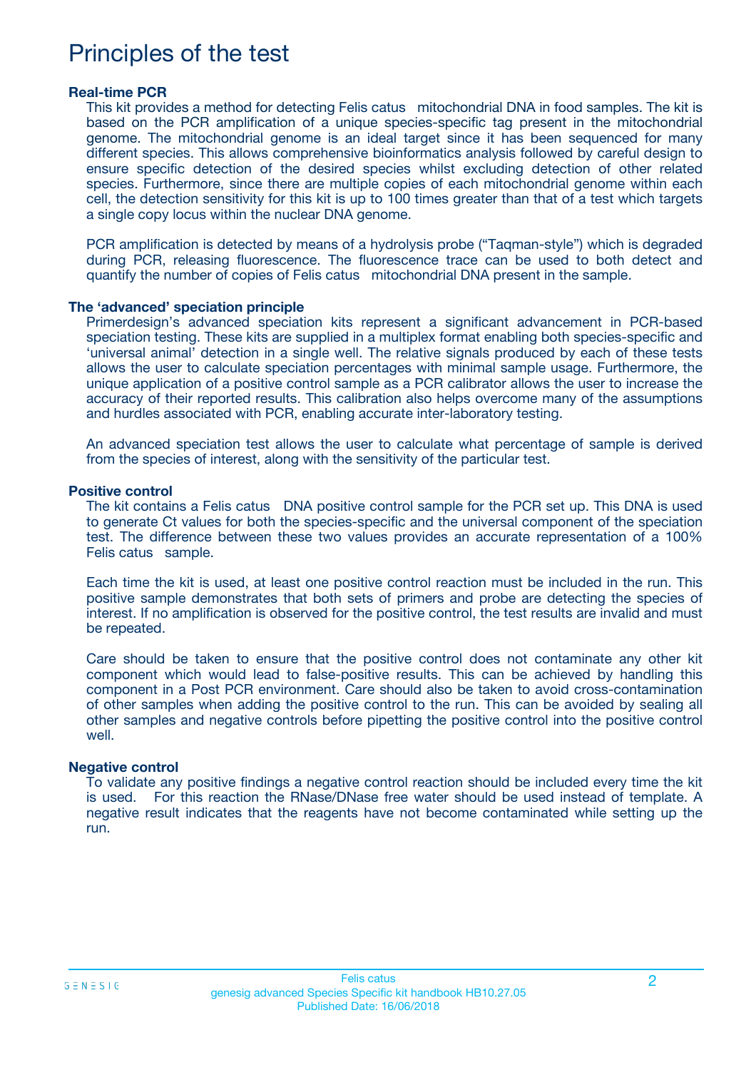# Principles of the test

**Real-time PCR**

This kit provides a method for detecting Felis catus mitochondrial DNA in food samples. The kit is based on the PCR amplification of a unique species-specific tag present in the mitochondrial genome. The mitochondrial genome is an ideal target since it has been sequenced for many different species. This allows comprehensive bioinformatics analysis followed by careful design to ensure specific detection of the desired species whilst excluding detection of other related species. Furthermore, since there are multiple copies of each mitochondrial genome within each cell, the detection sensitivity for this kit is up to 100 times greater than that of a test which targets a single copy locus within the nuclear DNA genome.

PCR amplification is detected by means of a hydrolysis probe ("Taqman-style") which is degraded during PCR, releasing fluorescence. The fluorescence trace can be used to both detect and quantify the number of copies of Felis catus mitochondrial DNA present in the sample.

**The 'advanced' speciation principle**

Primerdesign's advanced speciation kits represent a significant advancement in PCR-based speciation testing. These kits are supplied in a multiplex format enabling both species-specific and 'universal animal' detection in a single well. The relative signals produced by each of these tests allows the user to calculate speciation percentages with minimal sample usage. Furthermore, the unique application of a positive control sample as a PCR calibrator allows the user to increase the accuracy of their reported results. This calibration also helps overcome many of the assumptions and hurdles associated with PCR, enabling accurate inter-laboratory testing.

An advanced speciation test allows the user to calculate what percentage of sample is derived from the species of interest, along with the sensitivity of the particular test.

**Positive control**

The kit contains a Felis catus DNA positive control sample for the PCR set up. This DNA is used to generate Ct values for both the species-specific and the universal component of the speciation test. The difference between these two values provides an accurate representation of a 100% Felis catus sample.

Each time the kit is used, at least one positive control reaction must be included in the run. This positive sample demonstrates that both sets of primers and probe are detecting the species of interest. If no amplification is observed for the positive control, the test results are invalid and must be repeated.

Care should be taken to ensure that the positive control does not contaminate any other kit component which would lead to false-positive results. This can be achieved by handling this component in a Post PCR environment. Care should also be taken to avoid cross-contamination of other samples when adding the positive control to the run. This can be avoided by sealing all other samples and negative controls before pipetting the positive control into the positive control well.

**Negative control**

To validate any positive findings a negative control reaction should be included every time the kit is used. For this reaction the RNase/DNase free water should be used instead of template. A negative result indicates that the reagents have not become contaminated while setting up the run.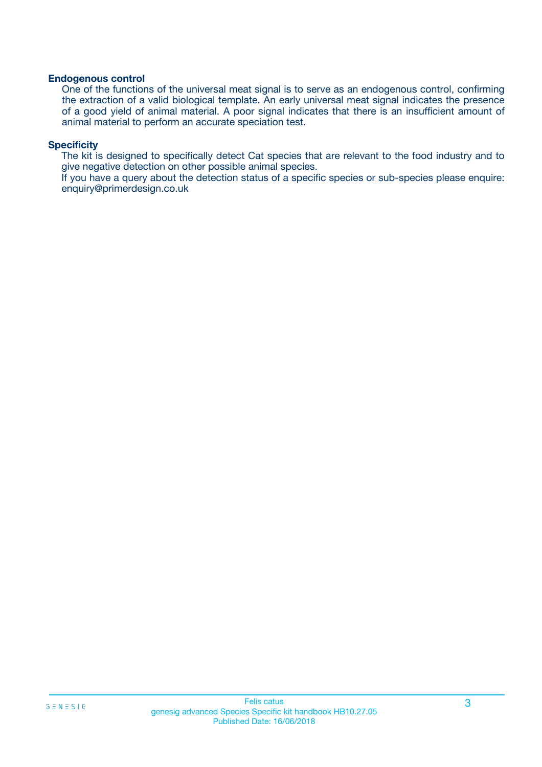### Endogenous control

One of the functions of the universal meat signal is to serve as an endogenous control, confirming the extraction of a valid biological template. An early universal meat signal indicates the presence of a good yield of animal material. A poor signal indicates that there is an insufficient amount of animal material to perform an accurate speciation test.

### Specificity

The kit is designed to specifically detect Cat species that are relevant to the food industry and to give negative detection on other possible animal species.

If you have a query about the detection status of a specific species or sub-species please enquire: enquiry@primerdesign.co.uk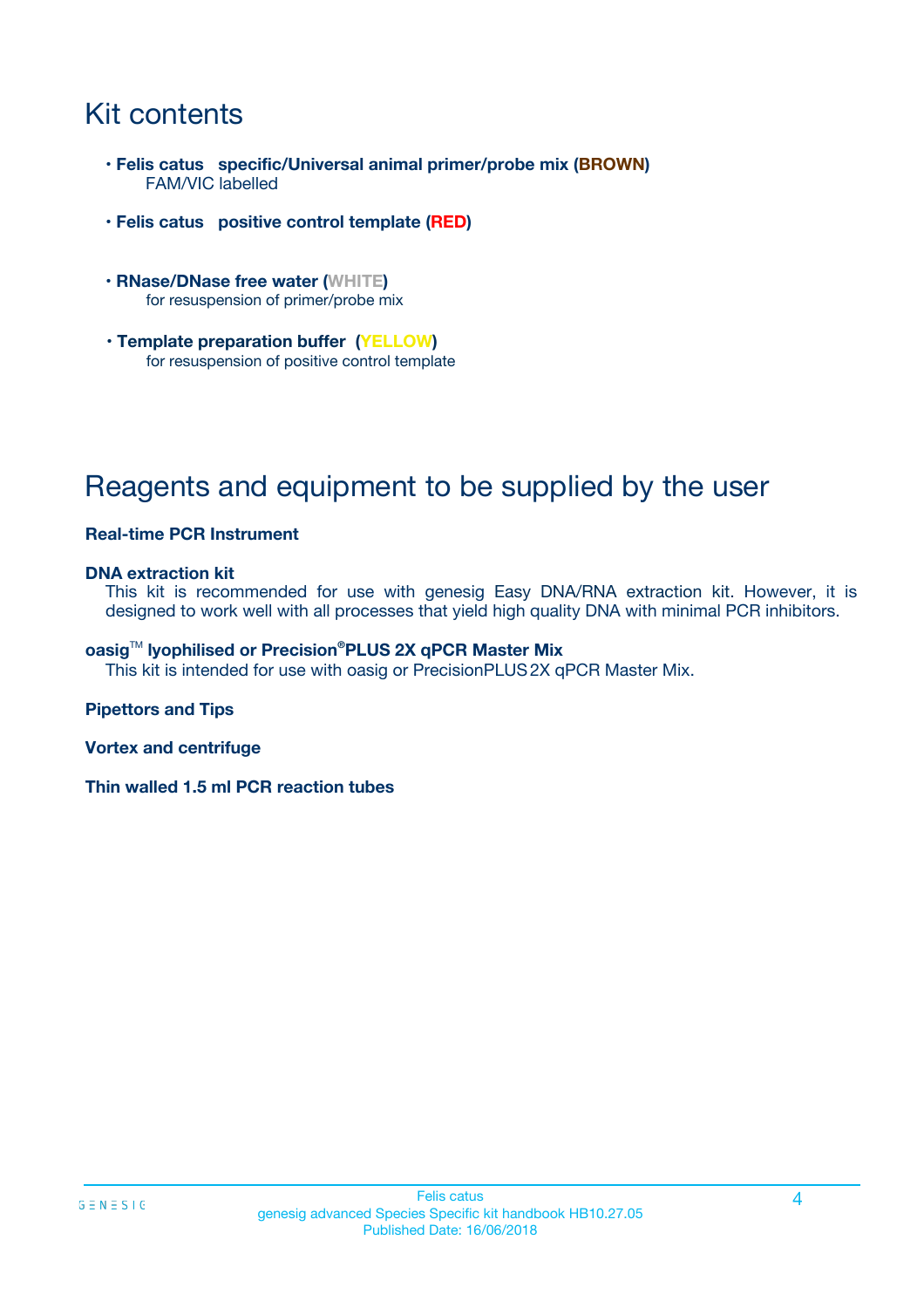# Kit contents

- **Felis catus specific/Universal animal primer/probe mix (BROWN)**
  FAM/VIC labelled

- **Felis catus positive control template (RED)**

- **RNase/DNase free water (WHITE)**
  for resuspension of primer/probe mix

- **Template preparation buffer (YELLOW)**
  for resuspension of positive control template

# Reagents and equipment to be supplied by the user

**Real-time PCR Instrument**

**DNA extraction kit**
This kit is recommended for use with genesig Easy DNA/RNA extraction kit. However, it is designed to work well with all processes that yield high quality DNA with minimal PCR inhibitors.

**oasig™ lyophilised or Precision®PLUS 2X qPCR Master Mix**
This kit is intended for use with oasig or PrecisionPLUS 2X qPCR Master Mix.

**Pipettors and Tips**

**Vortex and centrifuge**

**Thin walled 1.5 ml PCR reaction tubes**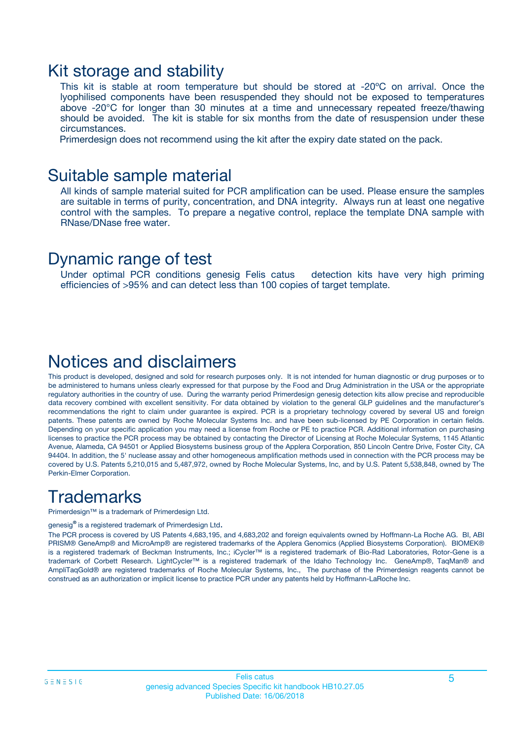# Kit storage and stability

This kit is stable at room temperature but should be stored at -20ºC on arrival. Once the lyophilised components have been resuspended they should not be exposed to temperatures above -20°C for longer than 30 minutes at a time and unnecessary repeated freeze/thawing should be avoided. The kit is stable for six months from the date of resuspension under these circumstances.

Primerdesign does not recommend using the kit after the expiry date stated on the pack.

# Suitable sample material

All kinds of sample material suited for PCR amplification can be used. Please ensure the samples are suitable in terms of purity, concentration, and DNA integrity. Always run at least one negative control with the samples. To prepare a negative control, replace the template DNA sample with RNase/DNase free water.

# Dynamic range of test

Under optimal PCR conditions genesig Felis catus detection kits have very high priming efficiencies of >95% and can detect less than 100 copies of target template.

# Notices and disclaimers

This product is developed, designed and sold for research purposes only. It is not intended for human diagnostic or drug purposes or to be administered to humans unless clearly expressed for that purpose by the Food and Drug Administration in the USA or the appropriate regulatory authorities in the country of use. During the warranty period Primerdesign genesig detection kits allow precise and reproducible data recovery combined with excellent sensitivity. For data obtained by violation to the general GLP guidelines and the manufacturer's recommendations the right to claim under guarantee is expired. PCR is a proprietary technology covered by several US and foreign patents. These patents are owned by Roche Molecular Systems Inc. and have been sub-licensed by PE Corporation in certain fields. Depending on your specific application you may need a license from Roche or PE to practice PCR. Additional information on purchasing licenses to practice the PCR process may be obtained by contacting the Director of Licensing at Roche Molecular Systems, 1145 Atlantic Avenue, Alameda, CA 94501 or Applied Biosystems business group of the Applera Corporation, 850 Lincoln Centre Drive, Foster City, CA 94404. In addition, the 5' nuclease assay and other homogeneous amplification methods used in connection with the PCR process may be covered by U.S. Patents 5,210,015 and 5,487,972, owned by Roche Molecular Systems, Inc, and by U.S. Patent 5,538,848, owned by The Perkin-Elmer Corporation.

# Trademarks

Primerdesign™ is a trademark of Primerdesign Ltd.

genesig® is a registered trademark of Primerdesign Ltd.

The PCR process is covered by US Patents 4,683,195, and 4,683,202 and foreign equivalents owned by Hoffmann-La Roche AG. BI, ABI PRISM® GeneAmp® and MicroAmp® are registered trademarks of the Applera Genomics (Applied Biosystems Corporation). BIOMEK® is a registered trademark of Beckman Instruments, Inc.; iCycler™ is a registered trademark of Bio-Rad Laboratories, Rotor-Gene is a trademark of Corbett Research. LightCycler™ is a registered trademark of the Idaho Technology Inc. GeneAmp®, TaqMan® and AmpliTaqGold® are registered trademarks of Roche Molecular Systems, Inc., The purchase of the Primerdesign reagents cannot be construed as an authorization or implicit license to practice PCR under any patents held by Hoffmann-LaRoche Inc.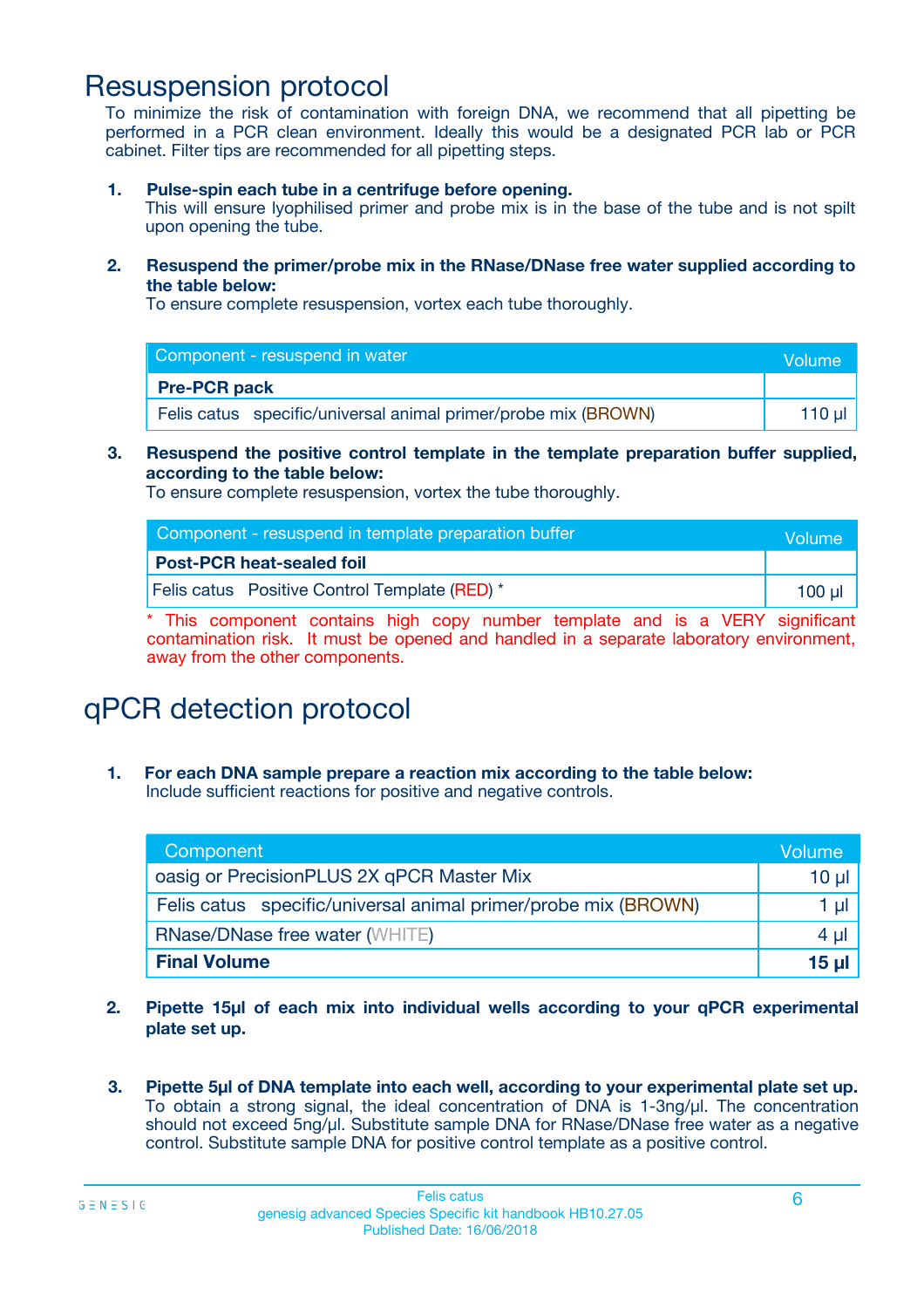# Resuspension protocol

To minimize the risk of contamination with foreign DNA, we recommend that all pipetting be performed in a PCR clean environment. Ideally this would be a designated PCR lab or PCR cabinet. Filter tips are recommended for all pipetting steps.

1. **Pulse-spin each tube in a centrifuge before opening.**
   This will ensure lyophilised primer and probe mix is in the base of the tube and is not spilt upon opening the tube.

2. **Resuspend the primer/probe mix in the RNase/DNase free water supplied according to the table below:**
   To ensure complete resuspension, vortex each tube thoroughly.

| Component - resuspend in water | Volume |
|---|---|
| **Pre-PCR pack** | |
| Felis catus specific/universal animal primer/probe mix (BROWN) | 110 µl |

3. **Resuspend the positive control template in the template preparation buffer supplied, according to the table below:**
   To ensure complete resuspension, vortex the tube thoroughly.

| Component - resuspend in template preparation buffer | Volume |
|---|---|
| **Post-PCR heat-sealed foil** | |
| Felis catus Positive Control Template (RED) * | 100 µl |

* This component contains high copy number template and is a VERY significant contamination risk. It must be opened and handled in a separate laboratory environment, away from the other components.

# qPCR detection protocol

1. **For each DNA sample prepare a reaction mix according to the table below:**
   Include sufficient reactions for positive and negative controls.

| Component | Volume |
|---|---|
| oasig or PrecisionPLUS 2X qPCR Master Mix | 10 µl |
| Felis catus specific/universal animal primer/probe mix (BROWN) | 1 µl |
| RNase/DNase free water (WHITE) | 4 µl |
| **Final Volume** | **15 µl** |

2. **Pipette 15µl of each mix into individual wells according to your qPCR experimental plate set up.**

3. **Pipette 5µl of DNA template into each well, according to your experimental plate set up.**
   To obtain a strong signal, the ideal concentration of DNA is 1-3ng/µl. The concentration should not exceed 5ng/µl. Substitute sample DNA for RNase/DNase free water as a negative control. Substitute sample DNA for positive control template as a positive control.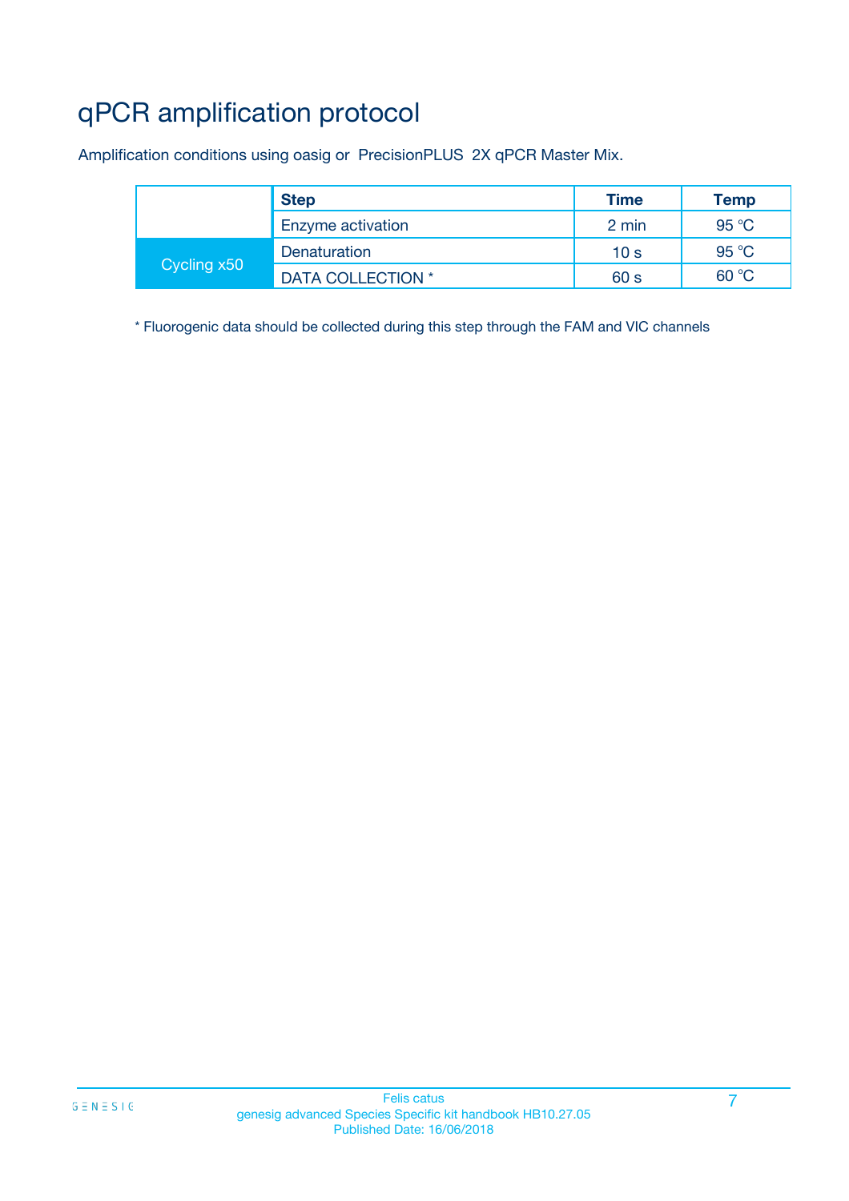# qPCR amplification protocol

Amplification conditions using oasig or PrecisionPLUS 2X qPCR Master Mix.

| | Step | Time | Temp |
|---|---|---|---|
| | Enzyme activation | 2 min | 95 °C |
| Cycling x50 | Denaturation | 10 s | 95 °C |
| | DATA COLLECTION * | 60 s | 60 °C |

* Fluorogenic data should be collected during this step through the FAM and VIC channels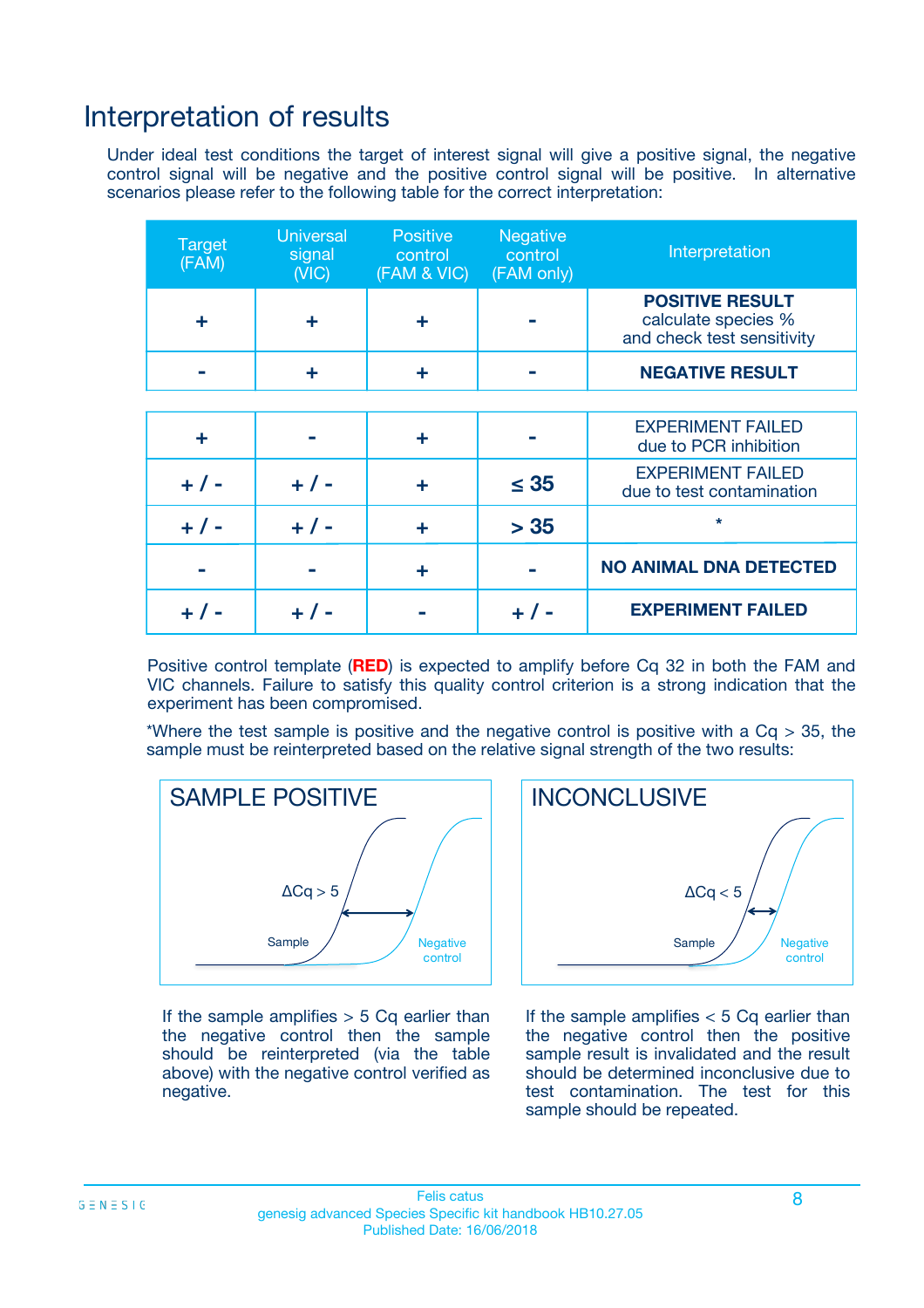# Interpretation of results

Under ideal test conditions the target of interest signal will give a positive signal, the negative control signal will be negative and the positive control signal will be positive. In alternative scenarios please refer to the following table for the correct interpretation:

| Target (FAM) | Universal signal (VIC) | Positive control (FAM & VIC) | Negative control (FAM only) | Interpretation |
|---|---|---|---|---|
| + | + | + | - | **POSITIVE RESULT** calculate species % and check test sensitivity |
| - | + | + | - | **NEGATIVE RESULT** |
| + | - | + | - | EXPERIMENT FAILED due to PCR inhibition |
| + / - | + / - | + | ≤ 35 | EXPERIMENT FAILED due to test contamination |
| + / - | + / - | + | > 35 | * |
| - | - | + | - | **NO ANIMAL DNA DETECTED** |
| + / - | + / - | - | + / - | **EXPERIMENT FAILED** |

Positive control template (**RED**) is expected to amplify before Cq 32 in both the FAM and VIC channels. Failure to satisfy this quality control criterion is a strong indication that the experiment has been compromised.

*Where the test sample is positive and the negative control is positive with a Cq > 35, the sample must be reinterpreted based on the relative signal strength of the two results:

**SAMPLE POSITIVE**

ΔCq > 5

Sample

Negative control

If the sample amplifies > 5 Cq earlier than the negative control then the sample should be reinterpreted (via the table above) with the negative control verified as negative.

**INCONCLUSIVE**

ΔCq < 5

Sample

Negative control

If the sample amplifies < 5 Cq earlier than the negative control then the positive sample result is invalidated and the result should be determined inconclusive due to test contamination. The test for this sample should be repeated.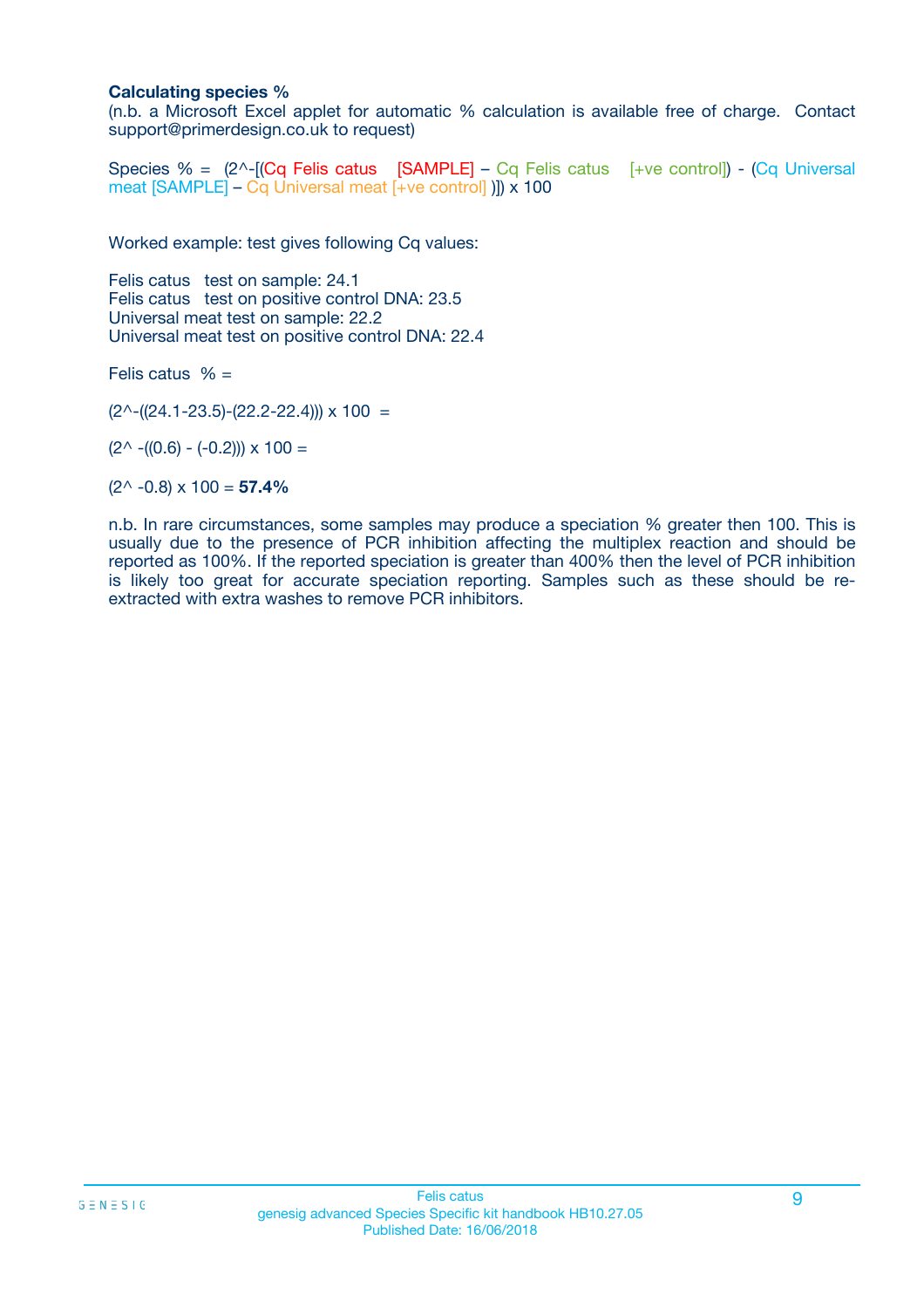**Calculating species %**

(n.b. a Microsoft Excel applet for automatic % calculation is available free of charge. Contact support@primerdesign.co.uk to request)

Species % = (2^-[(Cq Felis catus [SAMPLE] – Cq Felis catus [+ve control]) - (Cq Universal meat [SAMPLE] – Cq Universal meat [+ve control] )]) x 100

Worked example: test gives following Cq values:

Felis catus test on sample: 24.1
Felis catus test on positive control DNA: 23.5
Universal meat test on sample: 22.2
Universal meat test on positive control DNA: 22.4

Felis catus % =

(2^-((24.1-23.5)-(22.2-22.4))) x 100 =

(2^ -((0.6) - (-0.2))) x 100 =

(2^ -0.8) x 100 = **57.4%**

n.b. In rare circumstances, some samples may produce a speciation % greater then 100. This is usually due to the presence of PCR inhibition affecting the multiplex reaction and should be reported as 100%. If the reported speciation is greater than 400% then the level of PCR inhibition is likely too great for accurate speciation reporting. Samples such as these should be re-extracted with extra washes to remove PCR inhibitors.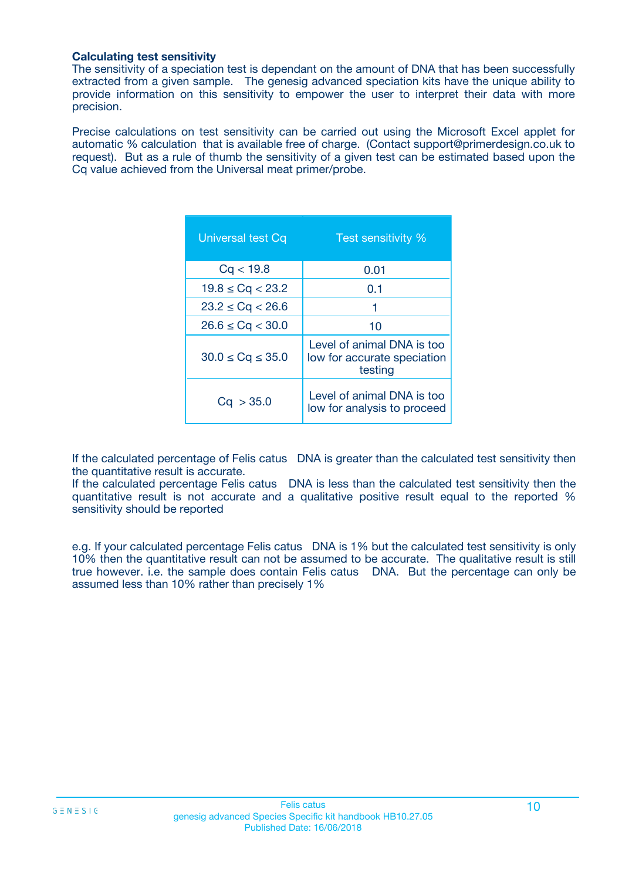### Calculating test sensitivity

The sensitivity of a speciation test is dependant on the amount of DNA that has been successfully extracted from a given sample. The genesig advanced speciation kits have the unique ability to provide information on this sensitivity to empower the user to interpret their data with more precision.

Precise calculations on test sensitivity can be carried out using the Microsoft Excel applet for automatic % calculation that is available free of charge. (Contact support@primerdesign.co.uk to request). But as a rule of thumb the sensitivity of a given test can be estimated based upon the Cq value achieved from the Universal meat primer/probe.

| Universal test Cq | Test sensitivity % |
|---|---|
| Cq < 19.8 | 0.01 |
| 19.8 ≤ Cq < 23.2 | 0.1 |
| 23.2 ≤ Cq < 26.6 | 1 |
| 26.6 ≤ Cq < 30.0 | 10 |
| 30.0 ≤ Cq ≤ 35.0 | Level of animal DNA is too low for accurate speciation testing |
| Cq > 35.0 | Level of animal DNA is too low for analysis to proceed |

If the calculated percentage of Felis catus DNA is greater than the calculated test sensitivity then the quantitative result is accurate.
If the calculated percentage Felis catus DNA is less than the calculated test sensitivity then the quantitative result is not accurate and a qualitative positive result equal to the reported % sensitivity should be reported

e.g. If your calculated percentage Felis catus DNA is 1% but the calculated test sensitivity is only 10% then the quantitative result can not be assumed to be accurate. The qualitative result is still true however. i.e. the sample does contain Felis catus DNA. But the percentage can only be assumed less than 10% rather than precisely 1%